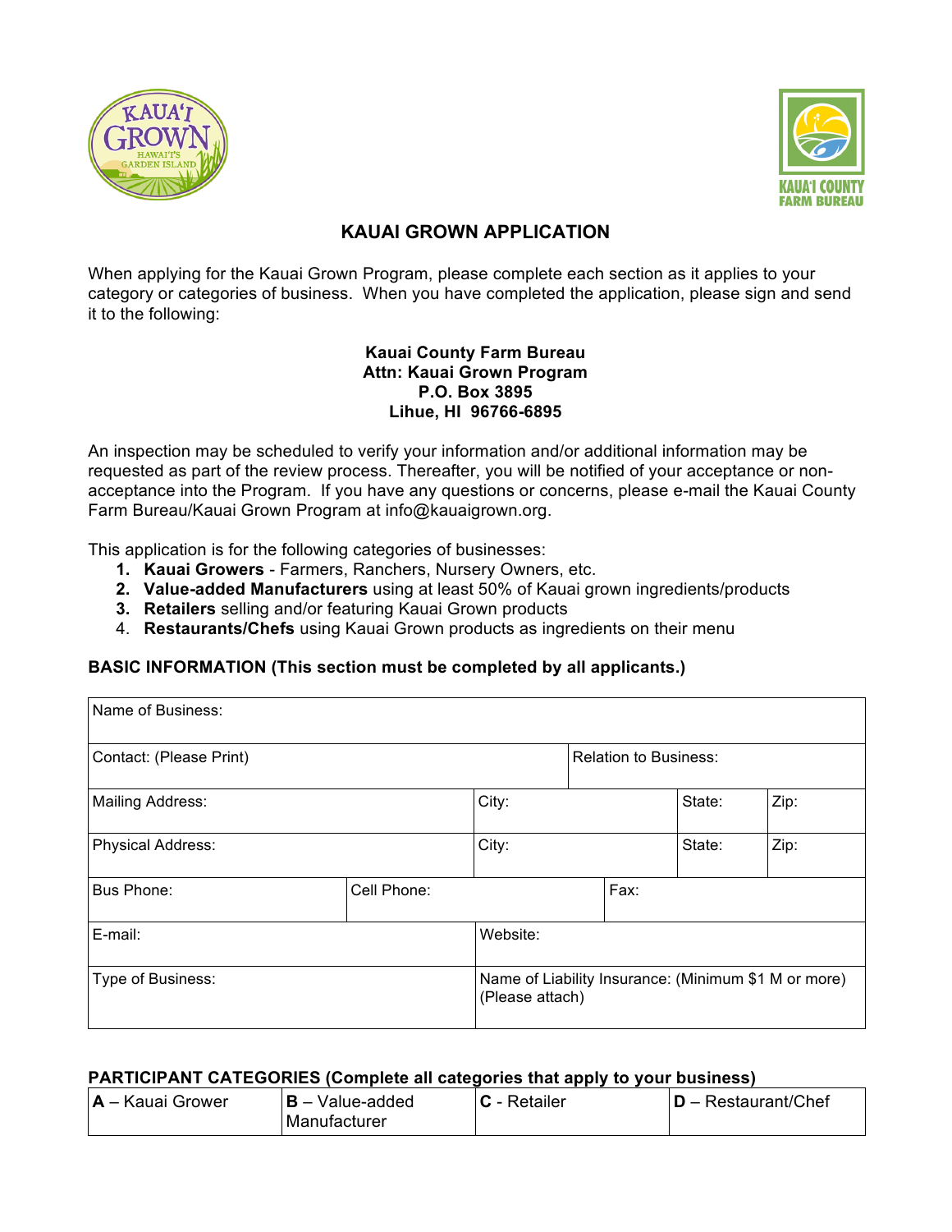# KAUAI GROWN APPLICATION

When applying for the Kauai Grown Program, please complete each section as it applies to your category or categories of business. When you have completed the application, please sign and send it to the following:

**Kauai County Farm Bureau**
**Attn: Kauai Grown Program**
**P.O. Box 3895**
**Lihue, HI 96766-6895**

An inspection may be scheduled to verify your information and/or additional information may be requested as part of the review process. Thereafter, you will be notified of your acceptance or non-acceptance into the Program. If you have any questions or concerns, please e-mail the Kauai County Farm Bureau/Kauai Grown Program at info@kauaigrown.org.

This application is for the following categories of businesses:

1. **Kauai Growers** - Farmers, Ranchers, Nursery Owners, etc.
2. **Value-added Manufacturers** using at least 50% of Kauai grown ingredients/products
3. **Retailers** selling and/or featuring Kauai Grown products
4. **Restaurants/Chefs** using Kauai Grown products as ingredients on their menu

## BASIC INFORMATION (This section must be completed by all applicants.)

| Name of Business: | | | |
|---|---|---|---|
| Contact: (Please Print) | | Relation to Business: | |
| Mailing Address: | City: | State: | Zip: |
| Physical Address: | City: | State: | Zip: |
| Bus Phone: | Cell Phone: | Fax: | |
| E-mail: | Website: | | |
| Type of Business: | Name of Liability Insurance: (Minimum $1 M or more) (Please attach) | | |

## PARTICIPANT CATEGORIES (Complete all categories that apply to your business)

| **A** – Kauai Grower | **B** – Value-added Manufacturer | **C** - Retailer | **D** – Restaurant/Chef |
|---|---|---|---|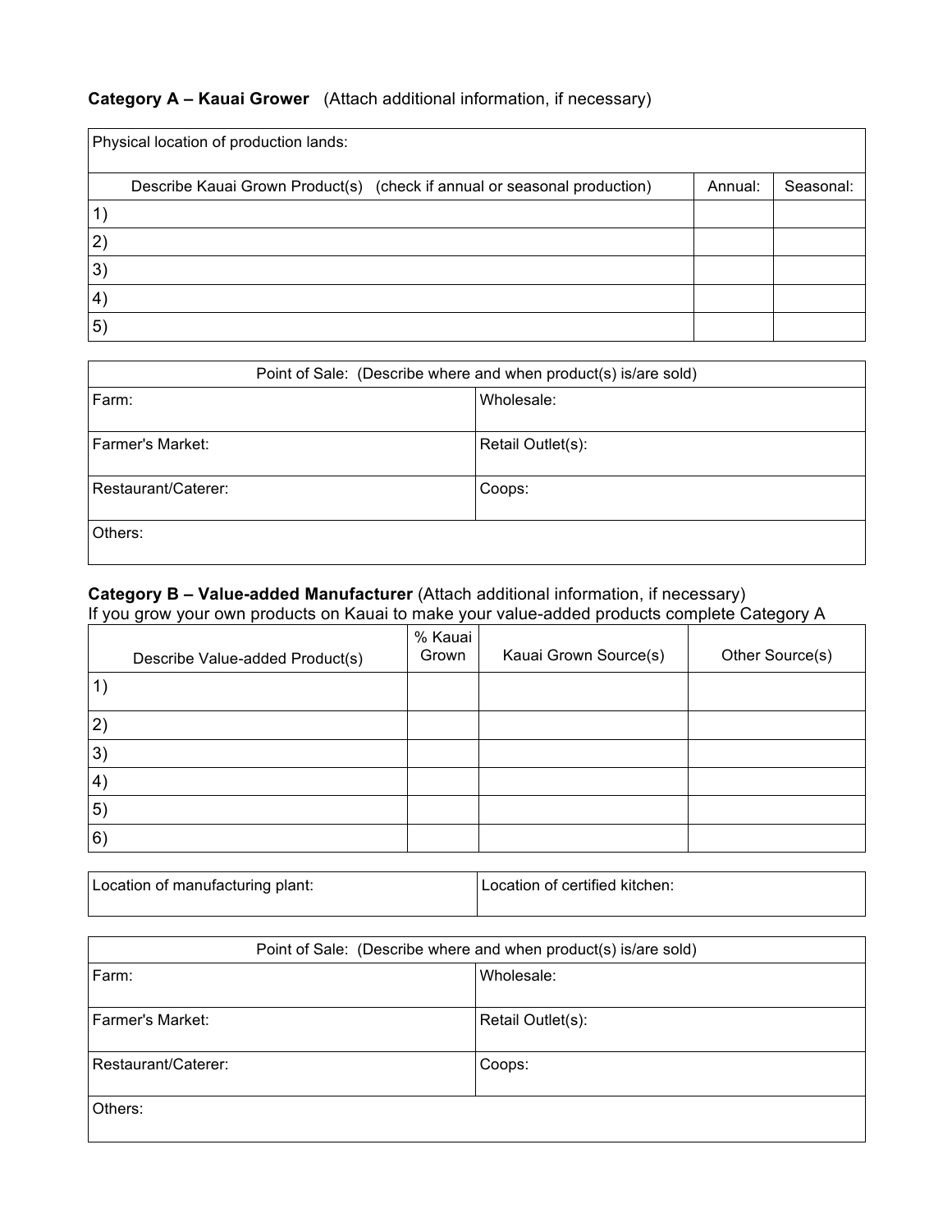**Category A – Kauai Grower** (Attach additional information, if necessary)

| Physical location of production lands: | | |
|---|---|---|
| Describe Kauai Grown Product(s) (check if annual or seasonal production) | Annual: | Seasonal: |
| 1) | | |
| 2) | | |
| 3) | | |
| 4) | | |
| 5) | | |

| Point of Sale: (Describe where and when product(s) is/are sold) | |
|---|---|
| Farm: | Wholesale: |
| Farmer's Market: | Retail Outlet(s): |
| Restaurant/Caterer: | Coops: |
| Others: | |

**Category B – Value-added Manufacturer** (Attach additional information, if necessary)
If you grow your own products on Kauai to make your value-added products complete Category A

| Describe Value-added Product(s) | % Kauai Grown | Kauai Grown Source(s) | Other Source(s) |
|---|---|---|---|
| 1) | | | |
| 2) | | | |
| 3) | | | |
| 4) | | | |
| 5) | | | |
| 6) | | | |

| Location of manufacturing plant: | Location of certified kitchen: |
|---|---|

| Point of Sale: (Describe where and when product(s) is/are sold) | |
|---|---|
| Farm: | Wholesale: |
| Farmer's Market: | Retail Outlet(s): |
| Restaurant/Caterer: | Coops: |
| Others: | |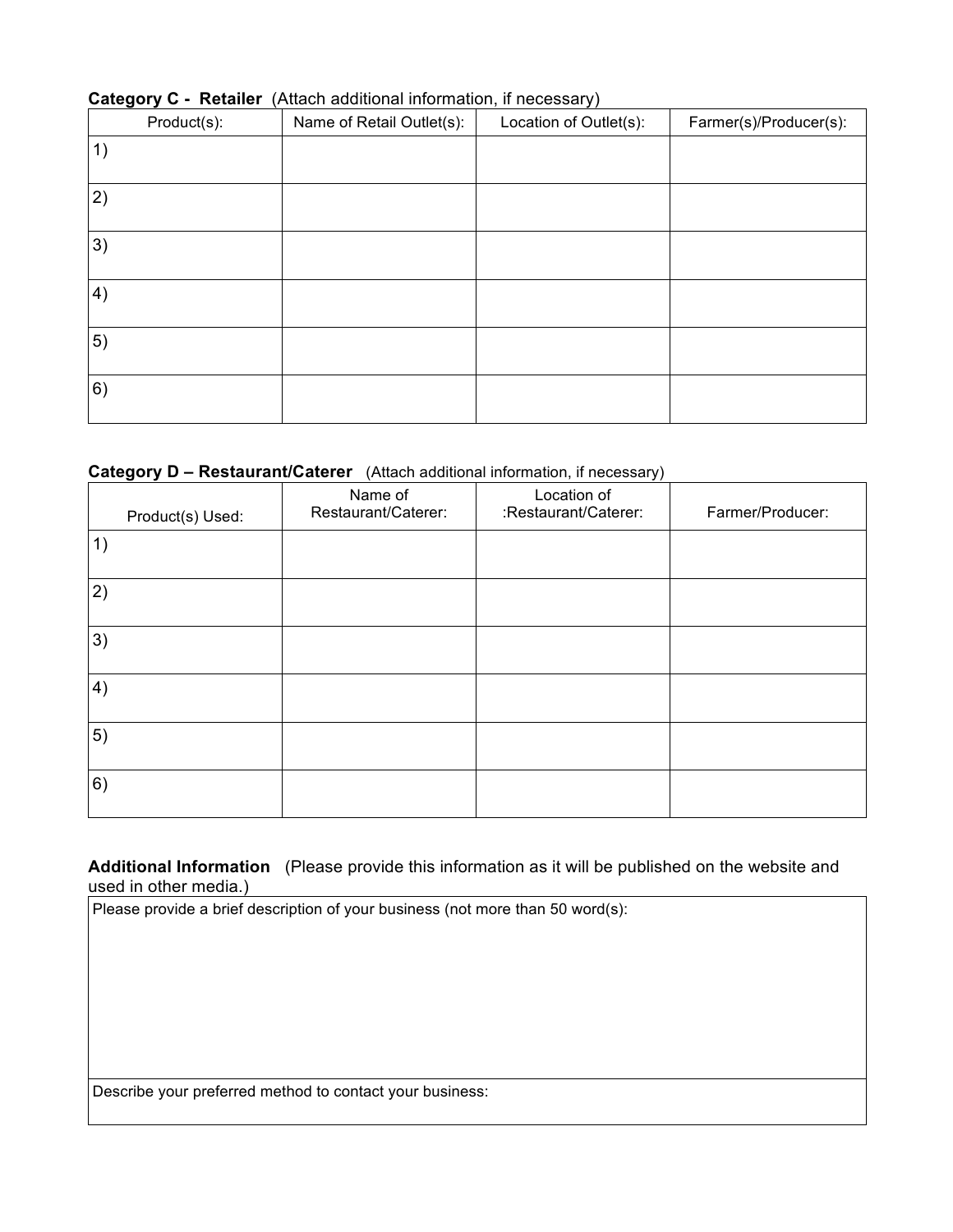**Category C - Retailer** (Attach additional information, if necessary)

| Product(s): | Name of Retail Outlet(s): | Location of Outlet(s): | Farmer(s)/Producer(s): |
|---|---|---|---|
| 1) | | | |
| 2) | | | |
| 3) | | | |
| 4) | | | |
| 5) | | | |
| 6) | | | |

**Category D – Restaurant/Caterer** (Attach additional information, if necessary)

| Product(s) Used: | Name of Restaurant/Caterer: | Location of :Restaurant/Caterer: | Farmer/Producer: |
|---|---|---|---|
| 1) | | | |
| 2) | | | |
| 3) | | | |
| 4) | | | |
| 5) | | | |
| 6) | | | |

**Additional Information** (Please provide this information as it will be published on the website and used in other media.)

| Please provide a brief description of your business (not more than 50 word(s): |
|---|
| |
| Describe your preferred method to contact your business: |
| |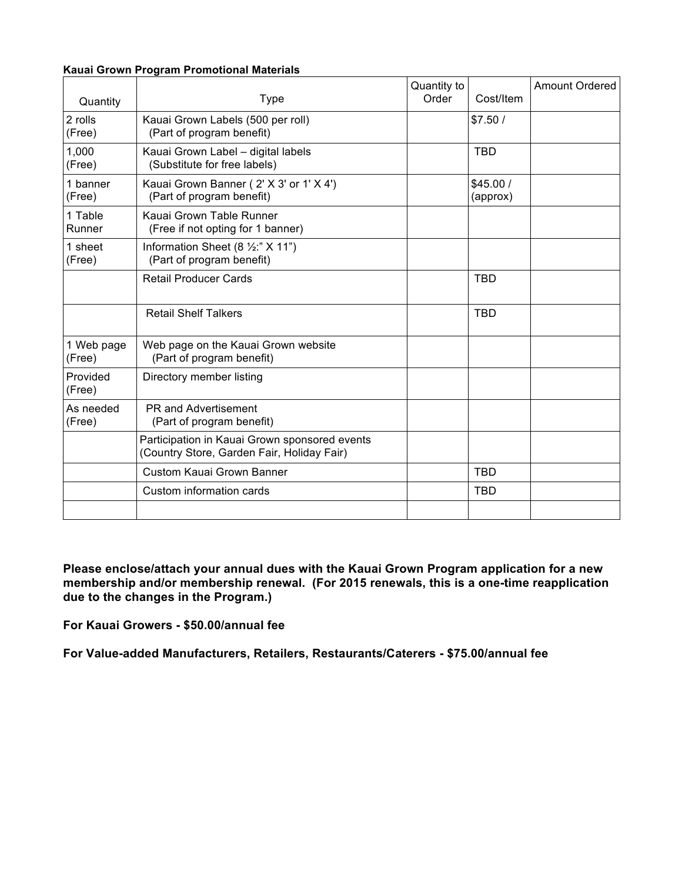**Kauai Grown Program Promotional Materials**

| Quantity | Type | Quantity to Order | Cost/Item | Amount Ordered |
|---|---|---|---|---|
| 2 rolls (Free) | Kauai Grown Labels (500 per roll) (Part of program benefit) | | $7.50 / | |
| 1,000 (Free) | Kauai Grown Label – digital labels (Substitute for free labels) | | TBD | |
| 1 banner (Free) | Kauai Grown Banner ( 2' X 3' or 1' X 4') (Part of program benefit) | | $45.00 / (approx) | |
| 1 Table Runner | Kauai Grown Table Runner (Free if not opting for 1 banner) | | | |
| 1 sheet (Free) | Information Sheet (8 ½:" X 11") (Part of program benefit) | | | |
| | Retail Producer Cards | | TBD | |
| | Retail Shelf Talkers | | TBD | |
| 1 Web page (Free) | Web page on the Kauai Grown website (Part of program benefit) | | | |
| Provided (Free) | Directory member listing | | | |
| As needed (Free) | PR and Advertisement (Part of program benefit) | | | |
| | Participation in Kauai Grown sponsored events (Country Store, Garden Fair, Holiday Fair) | | | |
| | Custom Kauai Grown Banner | | TBD | |
| | Custom information cards | | TBD | |
| | | | | |

**Please enclose/attach your annual dues with the Kauai Grown Program application for a new membership and/or membership renewal. (For 2015 renewals, this is a one-time reapplication due to the changes in the Program.)**

**For Kauai Growers - $50.00/annual fee**

**For Value-added Manufacturers, Retailers, Restaurants/Caterers - $75.00/annual fee**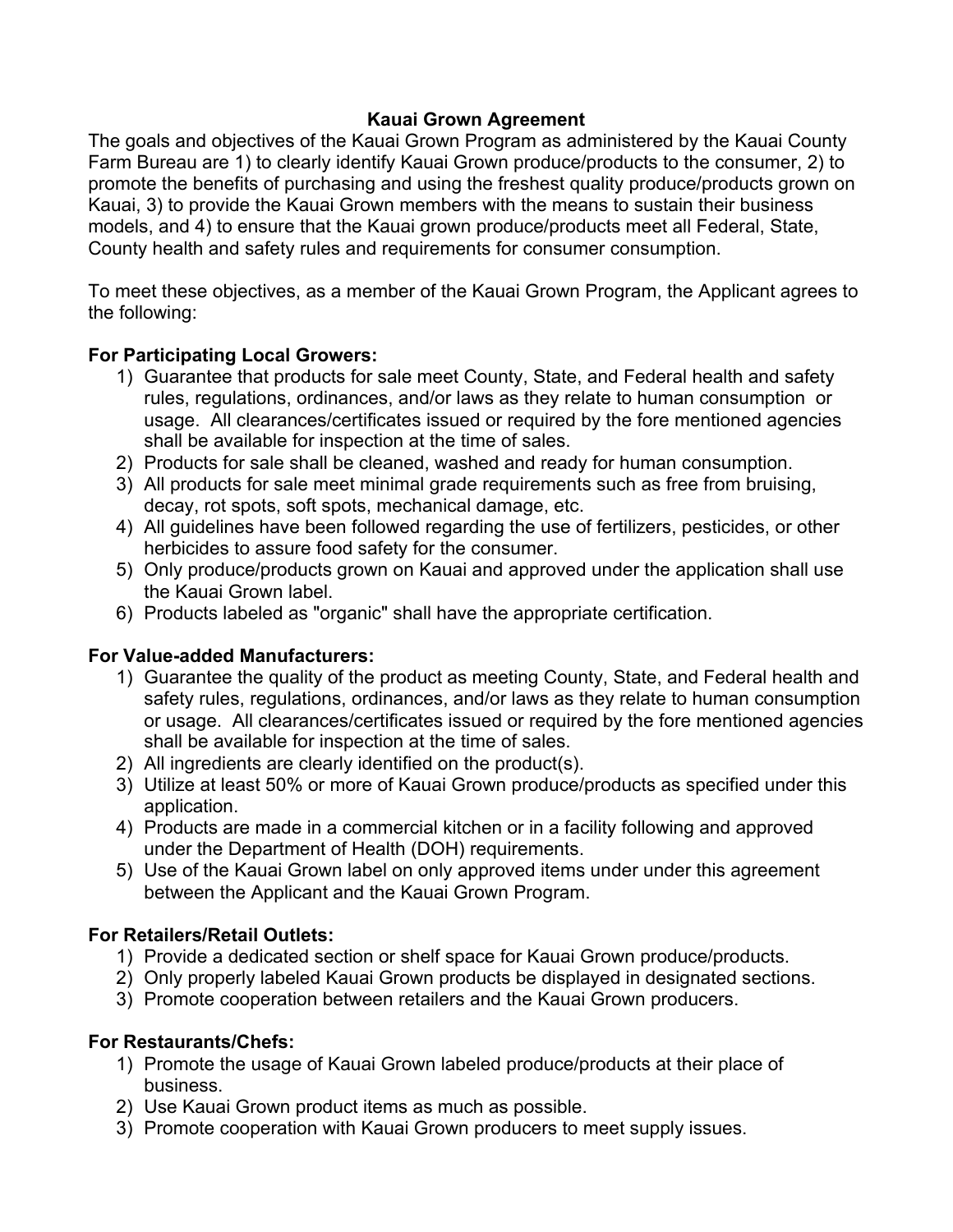# Kauai Grown Agreement

The goals and objectives of the Kauai Grown Program as administered by the Kauai County Farm Bureau are 1) to clearly identify Kauai Grown produce/products to the consumer, 2) to promote the benefits of purchasing and using the freshest quality produce/products grown on Kauai, 3) to provide the Kauai Grown members with the means to sustain their business models, and 4) to ensure that the Kauai grown produce/products meet all Federal, State, County health and safety rules and requirements for consumer consumption.

To meet these objectives, as a member of the Kauai Grown Program, the Applicant agrees to the following:

**For Participating Local Growers:**

1) Guarantee that products for sale meet County, State, and Federal health and safety rules, regulations, ordinances, and/or laws as they relate to human consumption or usage. All clearances/certificates issued or required by the fore mentioned agencies shall be available for inspection at the time of sales.
2) Products for sale shall be cleaned, washed and ready for human consumption.
3) All products for sale meet minimal grade requirements such as free from bruising, decay, rot spots, soft spots, mechanical damage, etc.
4) All guidelines have been followed regarding the use of fertilizers, pesticides, or other herbicides to assure food safety for the consumer.
5) Only produce/products grown on Kauai and approved under the application shall use the Kauai Grown label.
6) Products labeled as "organic" shall have the appropriate certification.

**For Value-added Manufacturers:**

1) Guarantee the quality of the product as meeting County, State, and Federal health and safety rules, regulations, ordinances, and/or laws as they relate to human consumption or usage. All clearances/certificates issued or required by the fore mentioned agencies shall be available for inspection at the time of sales.
2) All ingredients are clearly identified on the product(s).
3) Utilize at least 50% or more of Kauai Grown produce/products as specified under this application.
4) Products are made in a commercial kitchen or in a facility following and approved under the Department of Health (DOH) requirements.
5) Use of the Kauai Grown label on only approved items under under this agreement between the Applicant and the Kauai Grown Program.

**For Retailers/Retail Outlets:**

1) Provide a dedicated section or shelf space for Kauai Grown produce/products.
2) Only properly labeled Kauai Grown products be displayed in designated sections.
3) Promote cooperation between retailers and the Kauai Grown producers.

**For Restaurants/Chefs:**

1) Promote the usage of Kauai Grown labeled produce/products at their place of business.
2) Use Kauai Grown product items as much as possible.
3) Promote cooperation with Kauai Grown producers to meet supply issues.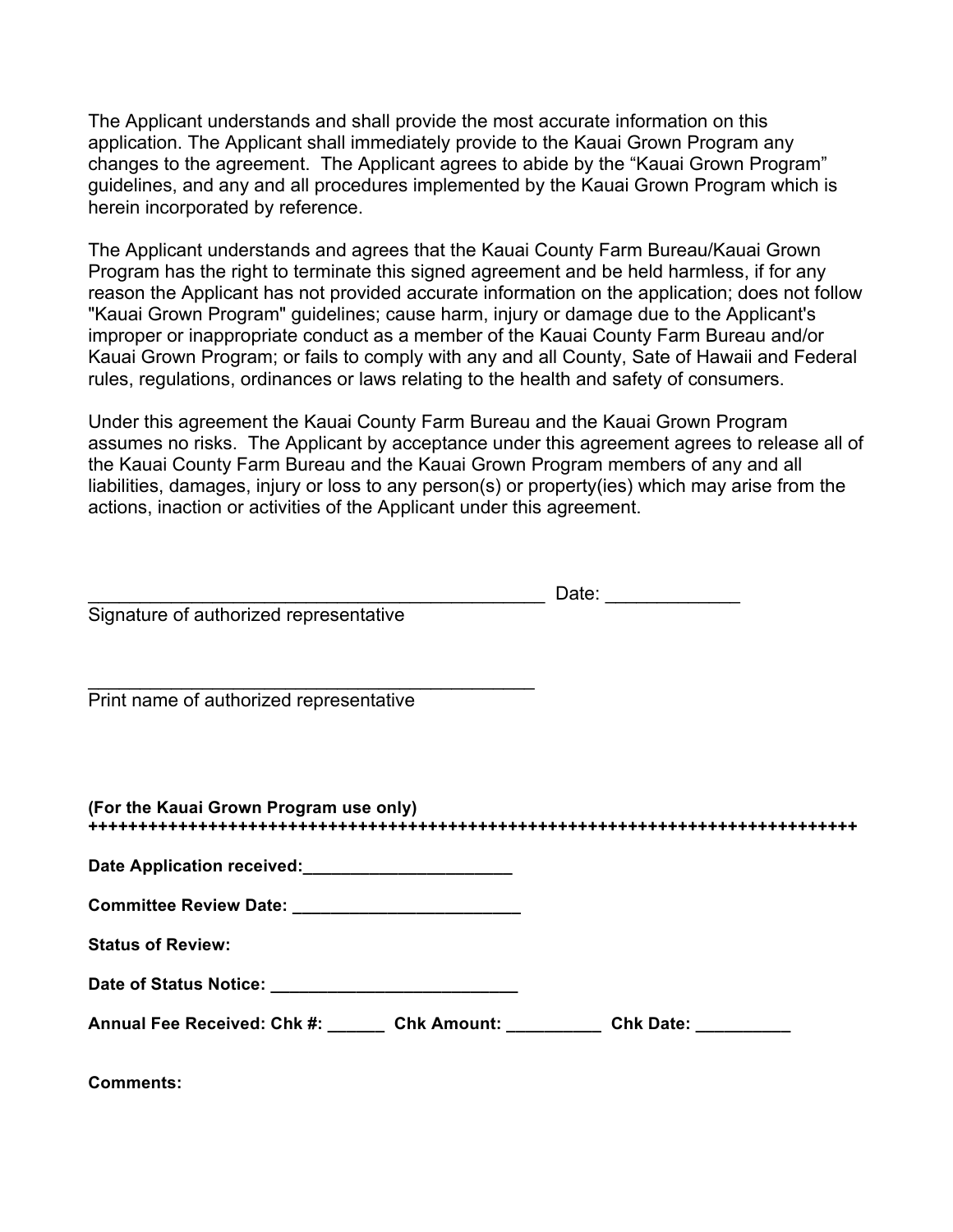The Applicant understands and shall provide the most accurate information on this application. The Applicant shall immediately provide to the Kauai Grown Program any changes to the agreement. The Applicant agrees to abide by the "Kauai Grown Program" guidelines, and any and all procedures implemented by the Kauai Grown Program which is herein incorporated by reference.

The Applicant understands and agrees that the Kauai County Farm Bureau/Kauai Grown Program has the right to terminate this signed agreement and be held harmless, if for any reason the Applicant has not provided accurate information on the application; does not follow "Kauai Grown Program" guidelines; cause harm, injury or damage due to the Applicant's improper or inappropriate conduct as a member of the Kauai County Farm Bureau and/or Kauai Grown Program; or fails to comply with any and all County, Sate of Hawaii and Federal rules, regulations, ordinances or laws relating to the health and safety of consumers.

Under this agreement the Kauai County Farm Bureau and the Kauai Grown Program assumes no risks. The Applicant by acceptance under this agreement agrees to release all of the Kauai County Farm Bureau and the Kauai Grown Program members of any and all liabilities, damages, injury or loss to any person(s) or property(ies) which may arise from the actions, inaction or activities of the Applicant under this agreement.

_____________________________________________ Date: _____________

Signature of authorized representative

_____________________________________________

Print name of authorized representative

**(For the Kauai Grown Program use only)**

**++++++++++++++++++++++++++++++++++++++++++++++++++++++++++++++++++++++++++++++++**

**Date Application received:_____________________**

**Committee Review Date: _______________________**

**Status of Review:**

**Date of Status Notice: _________________________**

**Annual Fee Received: Chk #: ______ Chk Amount: __________ Chk Date: __________**

**Comments:**